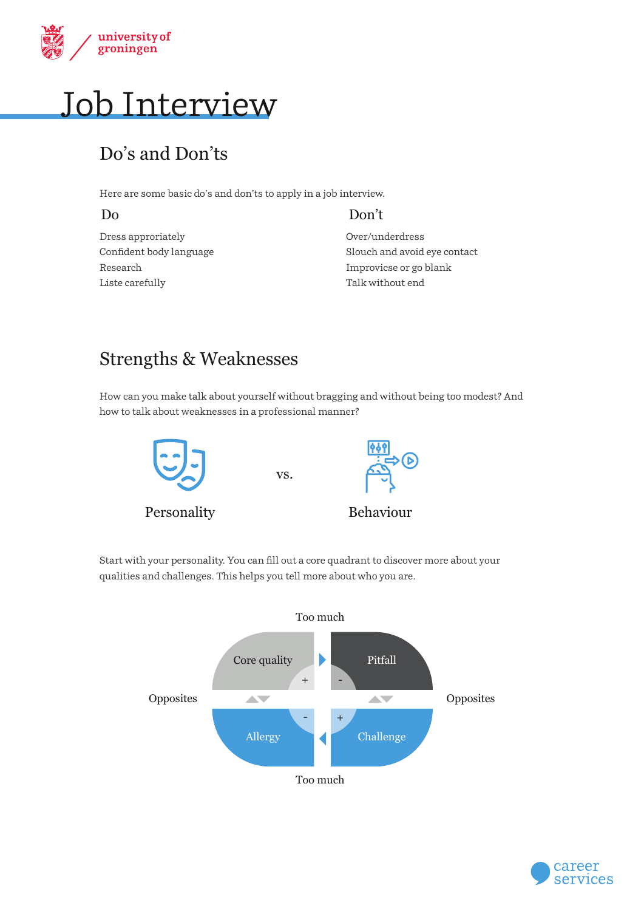# Job Interview

## Do's and Don'ts

Here are some basic do's and don'ts to apply in a job interview.

| Do | Don't |
| --- | --- |
| Dress approriately | Over/underdress |
| Confident body language | Slouch and avoid eye contact |
| Research | Improvicse or go blank |
| Liste carefully | Talk without end |

## Strengths & Weaknesses

How can you make talk about yourself without bragging and without being too modest? And how to talk about weaknesses in a professional manner?

Personality vs. Behaviour

Start with your personality. You can fill out a core quadrant to discover more about your qualities and challenges. This helps you tell more about who you are.

Too much

Core quality + | - Pitfall

Opposites | Opposites

Allergy - | + Challenge

Too much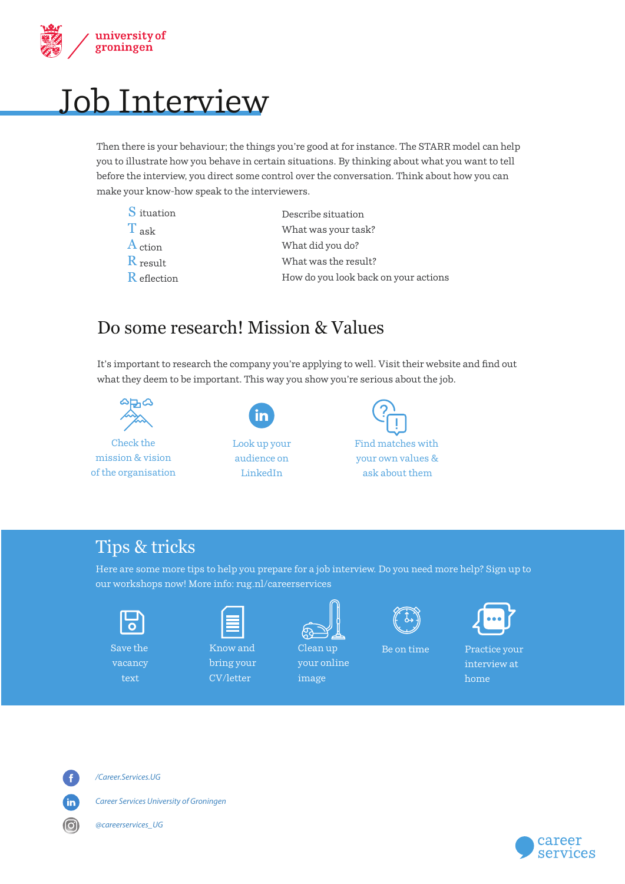# Job Interview

Then there is your behaviour; the things you're good at for instance. The STARR model can help you to illustrate how you behave in certain situations. By thinking about what you want to tell before the interview, you direct some control over the conversation. Think about how you can make your know-how speak to the interviewers.

| | |
|---|---|
| **S** ituation | Describe situation |
| **T** ask | What was your task? |
| **A** ction | What did you do? |
| **R** result | What was the result? |
| **R** eflection | How do you look back on your actions |

## Do some research! Mission & Values

It's important to research the company you're applying to well. Visit their website and find out what they deem to be important. This way you show you're serious about the job.

- Check the mission & vision of the organisation
- Look up your audience on LinkedIn
- Find matches with your own values & ask about them

## Tips & tricks

Here are some more tips to help you prepare for a job interview. Do you need more help? Sign up to our workshops now! More info: rug.nl/careerservices

- Save the vacancy text
- Know and bring your CV/letter
- Clean up your online image
- Be on time
- Practice your interview at home

/Career.Services.UG

Career Services University of Groningen

@careerservices_UG

career services